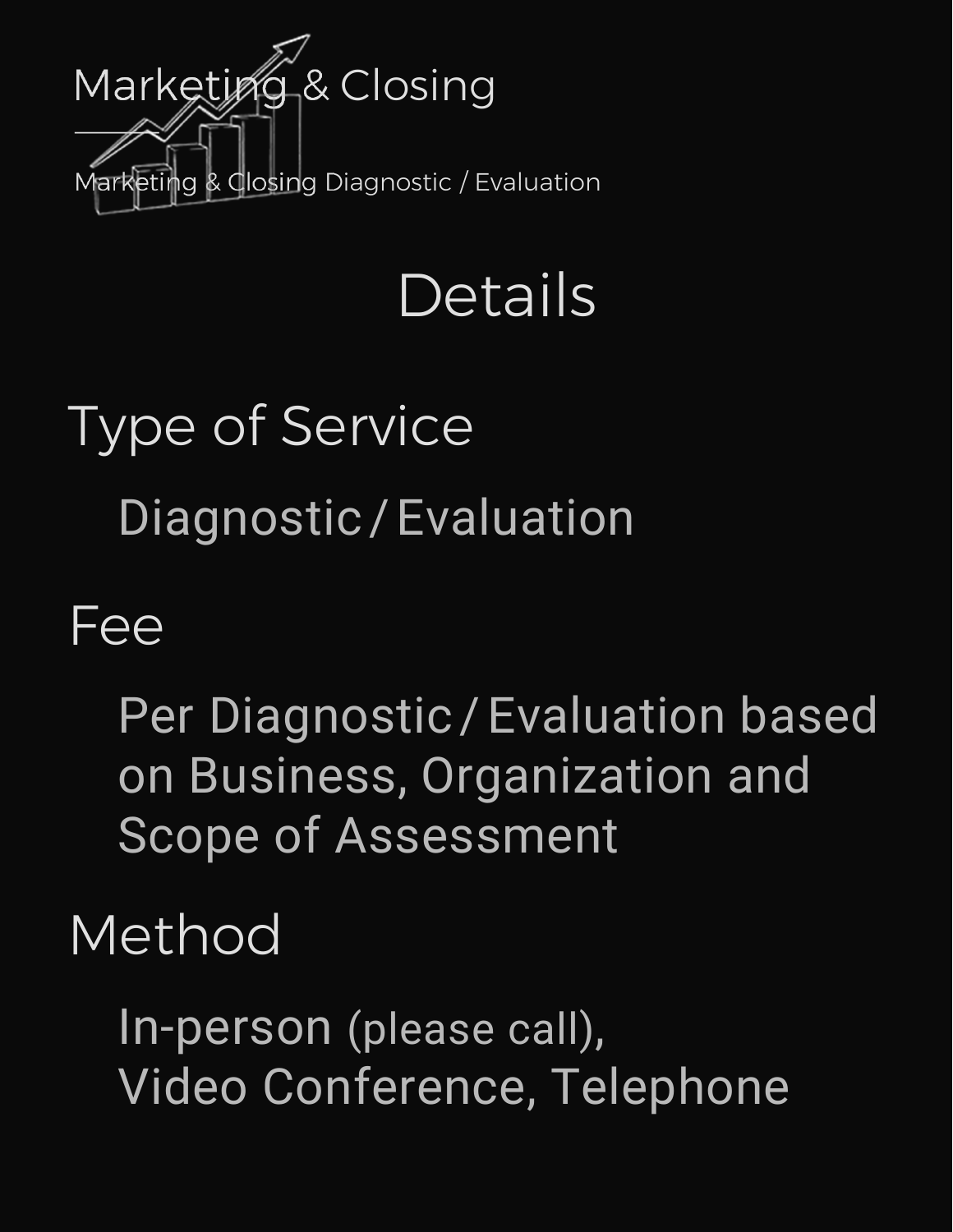# Marketing & Closing

Marketing & Closing Diagnostic / Evaluation

## Details

### Type of Service

Diagnostic / Evaluation

### Fee

Per Diagnostic / Evaluation based on Business, Organization and Scope of Assessment

### Method

In-person (please call),
Video Conference, Telephone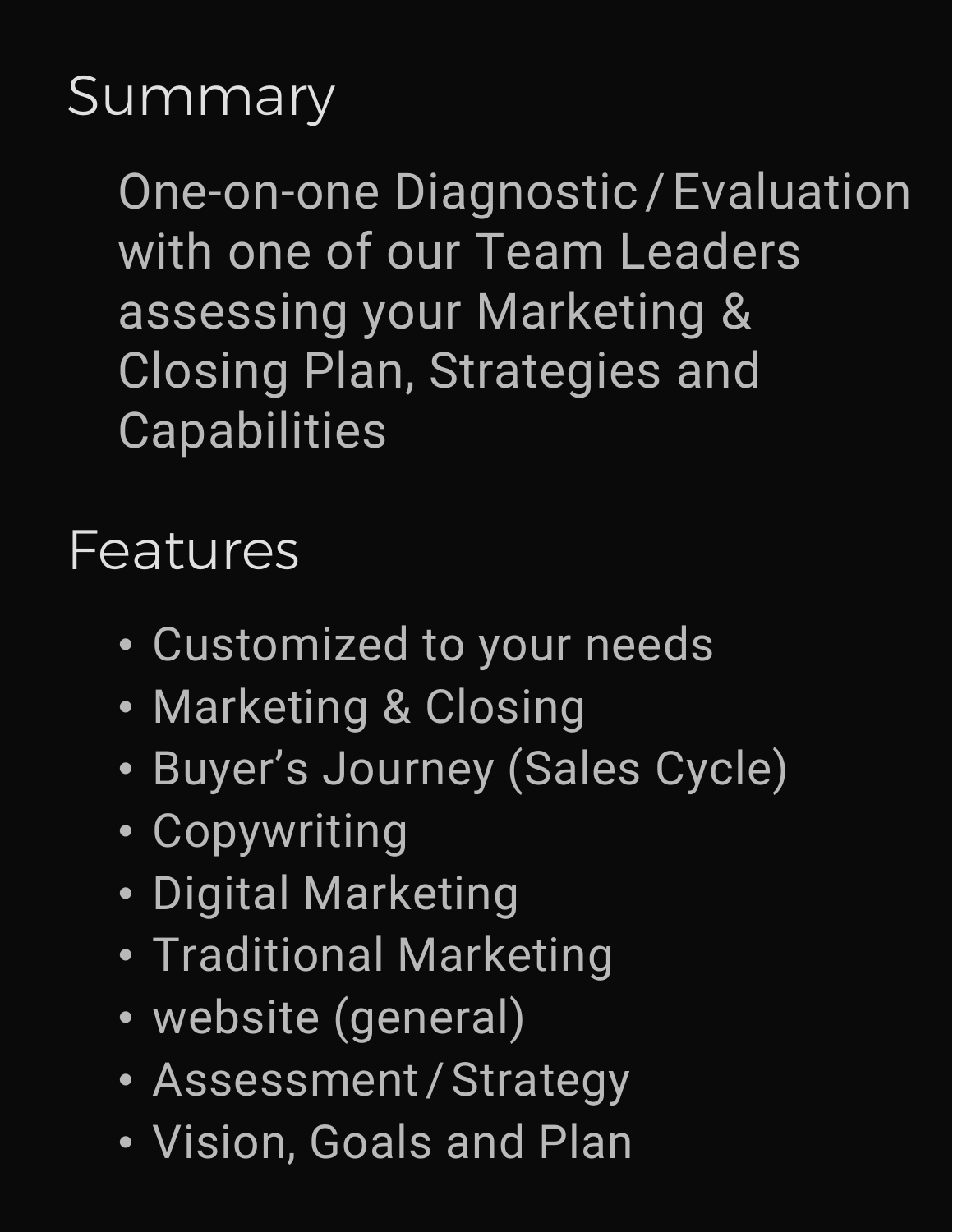## Summary

One-on-one Diagnostic / Evaluation with one of our Team Leaders assessing your Marketing & Closing Plan, Strategies and Capabilities

## Features

- Customized to your needs
- Marketing & Closing
- Buyer's Journey (Sales Cycle)
- Copywriting
- Digital Marketing
- Traditional Marketing
- website (general)
- Assessment / Strategy
- Vision, Goals and Plan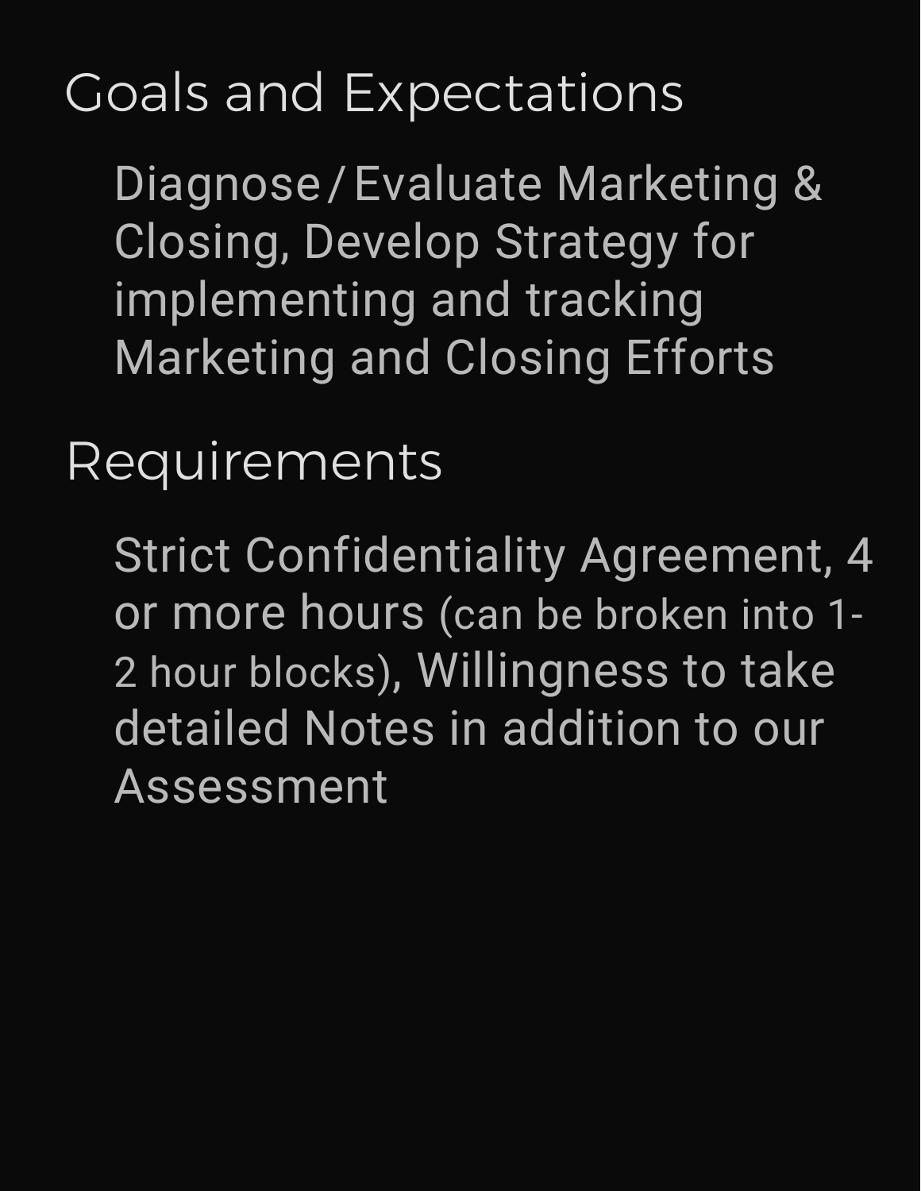## Goals and Expectations

Diagnose/Evaluate Marketing & Closing, Develop Strategy for implementing and tracking Marketing and Closing Efforts

## Requirements

Strict Confidentiality Agreement, 4 or more hours (can be broken into 1-2 hour blocks), Willingness to take detailed Notes in addition to our Assessment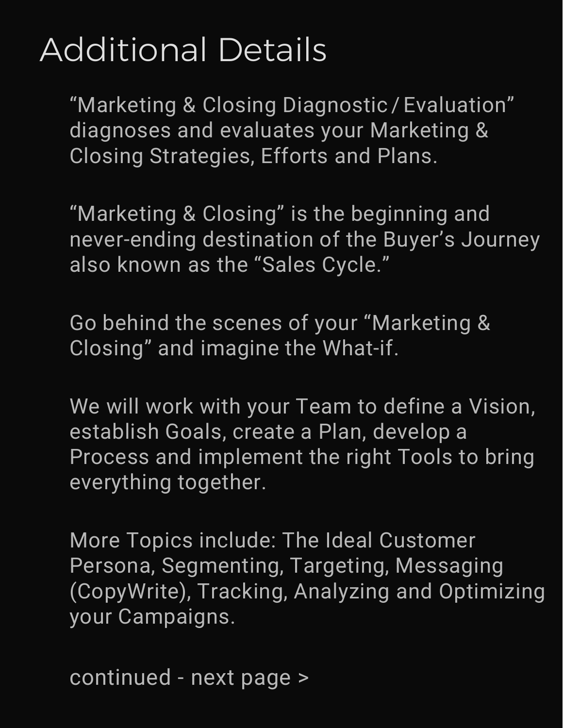# Additional Details

"Marketing & Closing Diagnostic / Evaluation" diagnoses and evaluates your Marketing & Closing Strategies, Efforts and Plans.

"Marketing & Closing" is the beginning and never-ending destination of the Buyer's Journey also known as the "Sales Cycle."

Go behind the scenes of your "Marketing & Closing" and imagine the What-if.

We will work with your Team to define a Vision, establish Goals, create a Plan, develop a Process and implement the right Tools to bring everything together.

More Topics include: The Ideal Customer Persona, Segmenting, Targeting, Messaging (CopyWrite), Tracking, Analyzing and Optimizing your Campaigns.

continued - next page >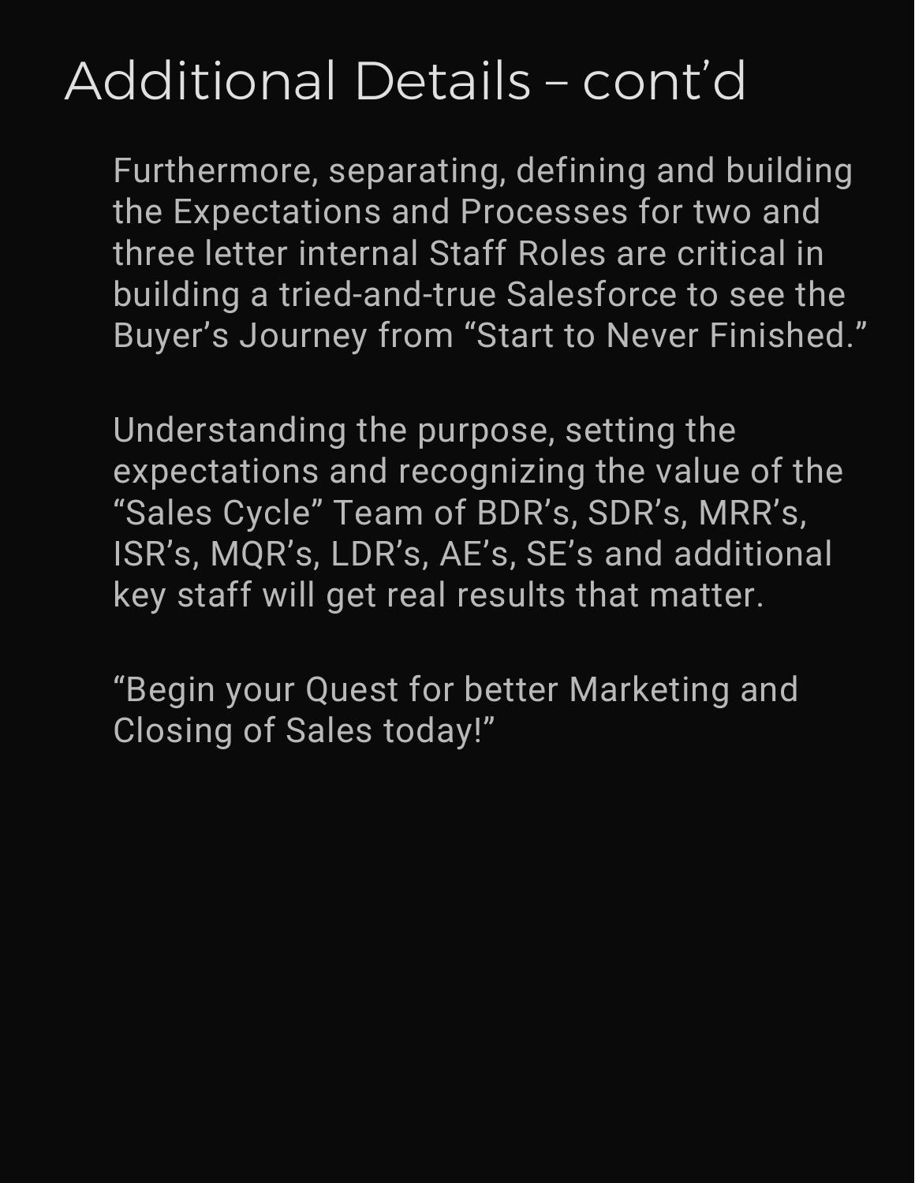# Additional Details – cont'd

Furthermore, separating, defining and building the Expectations and Processes for two and three letter internal Staff Roles are critical in building a tried-and-true Salesforce to see the Buyer's Journey from "Start to Never Finished."

Understanding the purpose, setting the expectations and recognizing the value of the "Sales Cycle" Team of BDR's, SDR's, MRR's, ISR's, MQR's, LDR's, AE's, SE's and additional key staff will get real results that matter.

"Begin your Quest for better Marketing and Closing of Sales today!"